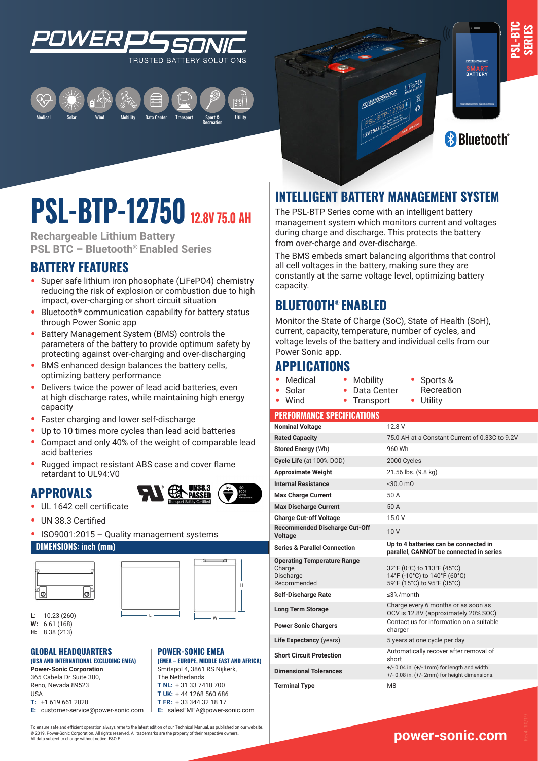POWER-SONIC
TRUSTED BATTERY SOLUTIONS

Medical | Solar | Wind | Mobility | Data Center | Transport | Sport & Recreation | Utility

PSL-BTC SERIES

Bluetooth®

# PSL-BTP-12750 12.8V 75.0 AH

**Rechargeable Lithium Battery**
**PSL BTC – Bluetooth® Enabled Series**

## BATTERY FEATURES

- Super safe lithium iron phosphate (LiFePO4) chemistry reducing the risk of explosion or combustion due to high impact, over-charging or short circuit situation
- Bluetooth® communication capability for battery status through Power Sonic app
- Battery Management System (BMS) controls the parameters of the battery to provide optimum safety by protecting against over-charging and over-discharging
- BMS enhanced design balances the battery cells, optimizing battery performance
- Delivers twice the power of lead acid batteries, even at high discharge rates, while maintaining high energy capacity
- Faster charging and lower self-discharge
- Up to 10 times more cycles than lead acid batteries
- Compact and only 40% of the weight of comparable lead acid batteries
- Rugged impact resistant ABS case and cover flame retardant to UL94:V0

## APPROVALS

- UL 1642 cell certificate
- UN 38.3 Certified
- ISO9001:2015 – Quality management systems

### DIMENSIONS: inch (mm)

**L:** 10.23 (260)
**W:** 6.61 (168)
**H:** 8.38 (213)

## INTELLIGENT BATTERY MANAGEMENT SYSTEM

The PSL-BTP Series come with an intelligent battery management system which monitors current and voltages during charge and discharge. This protects the battery from over-charge and over-discharge.

The BMS embeds smart balancing algorithms that control all cell voltages in the battery, making sure they are constantly at the same voltage level, optimizing battery capacity.

## BLUETOOTH® ENABLED

Monitor the State of Charge (SoC), State of Health (SoH), current, capacity, temperature, number of cycles, and voltage levels of the battery and individual cells from our Power Sonic app.

## APPLICATIONS

- Medical
- Solar
- Wind
- Mobility
- Data Center
- Transport
- Sports & Recreation
- Utility

### PERFORMANCE SPECIFICATIONS

| | |
|---|---|
| **Nominal Voltage** | 12.8 V |
| **Rated Capacity** | 75.0 AH at a Constant Current of 0.33C to 9.2V |
| **Stored Energy** (Wh) | 960 Wh |
| **Cycle Life** (at 100% DOD) | 2000 Cycles |
| **Approximate Weight** | 21.56 lbs. (9.8 kg) |
| **Internal Resistance** | ≤30.0 mΩ |
| **Max Charge Current** | 50 A |
| **Max Discharge Current** | 50 A |
| **Charge Cut-off Voltage** | 15.0 V |
| **Recommended Discharge Cut-Off Voltage** | 10 V |
| **Series & Parallel Connection** | **Up to 4 batteries can be connected in parallel, CANNOT be connected in series** |
| **Operating Temperature Range** Charge / Discharge / Recommended | 32°F (0°C) to 113°F (45°C) / 14°F (-10°C) to 140°F (60°C) / 59°F (15°C) to 95°F (35°C) |
| **Self-Discharge Rate** | ≤3%/month |
| **Long Term Storage** | Charge every 6 months or as soon as OCV is 12.8V (approximately 20% SOC) |
| **Power Sonic Chargers** | Contact us for information on a suitable charger |
| **Life Expectancy** (years) | 5 years at one cycle per day |
| **Short Circuit Protection** | Automatically recover after removal of short |
| **Dimensional Tolerances** | +/- 0.04 in. (+/- 1mm) for length and width; +/- 0.08 in. (+/- 2mm) for height dimensions. |
| **Terminal Type** | M8 |

### GLOBAL HEADQUARTERS
**(USA AND INTERNATIONAL EXCLUDING EMEA)**

**Power-Sonic Corporation**
365 Cabela Dr Suite 300,
Reno, Nevada 89523
USA
**T:** +1 619 661 2020
**E:** customer-service@power-sonic.com

### POWER-SONIC EMEA
**(EMEA – EUROPE, MIDDLE EAST AND AFRICA)**

Smitspol 4, 3861 RS Nijkerk,
The Netherlands
**T NL:** + 31 33 7410 700
**T UK:** + 44 1268 560 686
**T FR:** + 33 344 32 18 17
**E:** salesEMEA@power-sonic.com

To ensure safe and efficient operation always refer to the latest edition of our Technical Manual, as published on our website.
© 2019. Power-Sonic Corporation. All rights reserved. All trademarks are the property of their respective owners.
All data subject to change without notice. E&O.E

**power-sonic.com**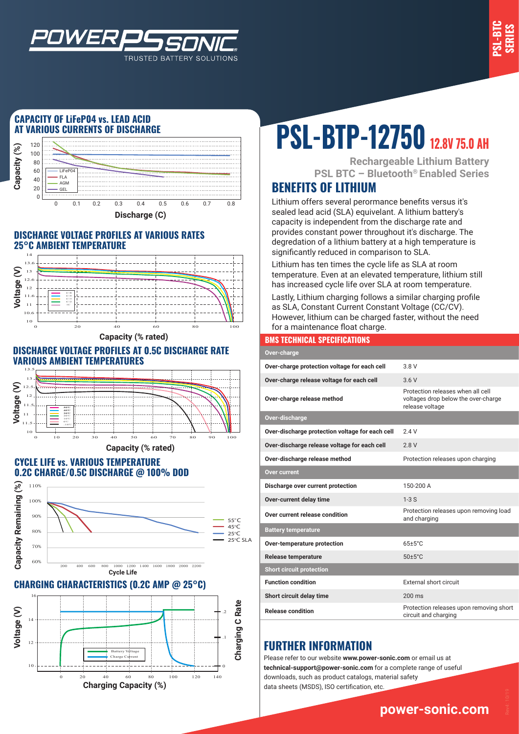# PSL-BTP-12750 12.8V 75.0 AH

**Rechargeable Lithium Battery**
**PSL BTC – Bluetooth® Enabled Series**

## CAPACITY OF LiFeP04 vs. LEAD ACID AT VARIOUS CURRENTS OF DISCHARGE

## DISCHARGE VOLTAGE PROFILES AT VARIOUS RATES 25°C AMBIENT TEMPERATURE

## DISCHARGE VOLTAGE PROFILES AT 0.5C DISCHARGE RATE VARIOUS AMBIENT TEMPERATURES

## CYCLE LIFE vs. VARIOUS TEMPERATURE 0.2C CHARGE/0.5C DISCHARGE @ 100% DOD

## CHARGING CHARACTERISTICS (0.2C AMP @ 25°C)

## BENEFITS OF LITHIUM

Lithium offers several perormance benefits versus it's sealed lead acid (SLA) equivelant. A lithium battery's capacity is independent from the discharge rate and provides constant power throughout it's discharge. The degredation of a lithium battery at a high temperature is significantly reduced in comparison to SLA.

Lithium has ten times the cycle life as SLA at room temperature. Even at an elevated temperature, lithium still has increased cycle life over SLA at room temperature.

Lastly, Lithium charging follows a similar charging profile as SLA, Constant Current Constant Voltage (CC/CV). However, lithium can be charged faster, without the need for a maintenance float charge.

## BMS TECHNICAL SPECIFICATIONS

| Parameter | Value |
|---|---|
| **Over-charge** | |
| Over-charge protection voltage for each cell | 3.8 V |
| Over-charge release voltage for each cell | 3.6 V |
| Over-charge release method | Protection releases when all cell voltages drop below the over-charge release voltage |
| **Over-discharge** | |
| Over-discharge protection voltage for each cell | 2.4 V |
| Over-discharge release voltage for each cell | 2.8 V |
| Over-discharge release method | Protection releases upon charging |
| **Over current** | |
| Discharge over current protection | 150-200 A |
| Over-current delay time | 1-3 S |
| Over current release condition | Protection releases upon removing load and charging |
| **Battery temperature** | |
| Over-temperature protection | 65±5°C |
| Release temperature | 50±5°C |
| **Short circuit protection** | |
| Function condition | External short circuit |
| Short circuit delay time | 200 ms |
| Release condition | Protection releases upon removing short circuit and charging |

## FURTHER INFORMATION

Please refer to our website **www.power-sonic.com** or email us at **technical-support@power-sonic.com** for a complete range of useful downloads, such as product catalogs, material safety data sheets (MSDS), ISO certification, etc.

**power-sonic.com**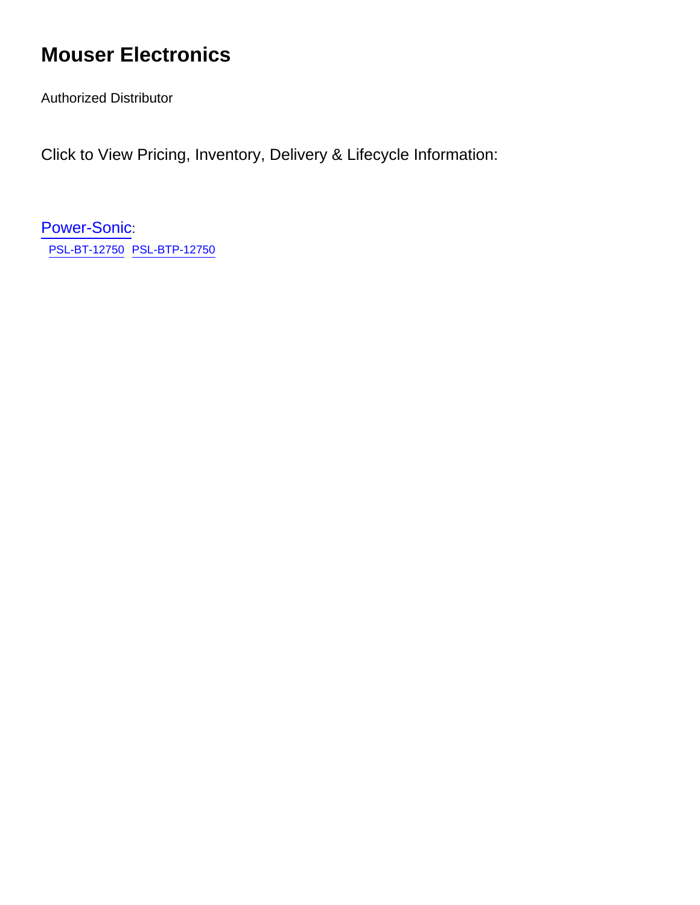# Mouser Electronics

Authorized Distributor

Click to View Pricing, Inventory, Delivery & Lifecycle Information:

Power-Sonic:

PSL-BT-12750 PSL-BTP-12750